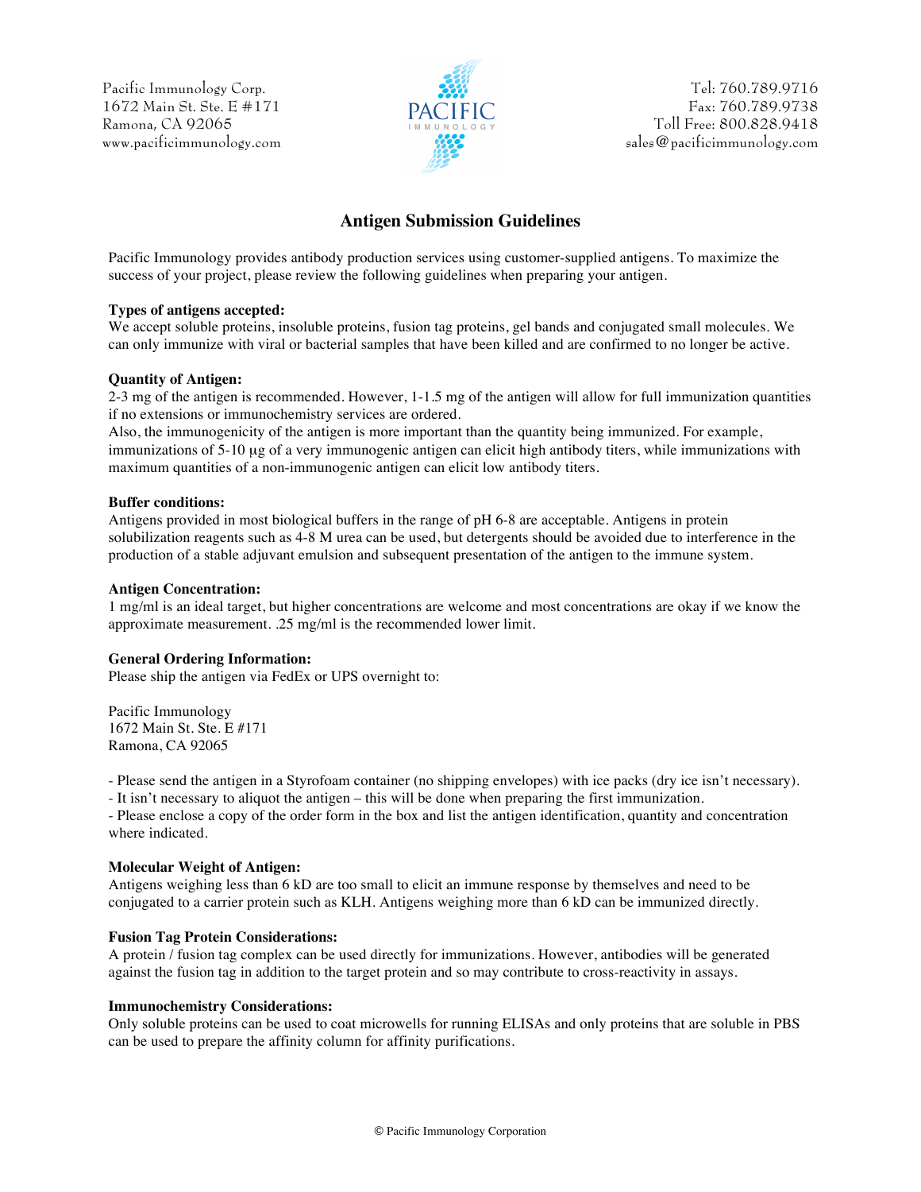Pacific Immunology Corp.
1672 Main St. Ste. E #171
Ramona, CA 92065
www.pacificimmunology.com

Tel: 760.789.9716
Fax: 760.789.9738
Toll Free: 800.828.9418
sales@pacificimmunology.com

# Antigen Submission Guidelines

Pacific Immunology provides antibody production services using customer-supplied antigens. To maximize the success of your project, please review the following guidelines when preparing your antigen.

**Types of antigens accepted:**
We accept soluble proteins, insoluble proteins, fusion tag proteins, gel bands and conjugated small molecules. We can only immunize with viral or bacterial samples that have been killed and are confirmed to no longer be active.

**Quantity of Antigen:**
2-3 mg of the antigen is recommended. However, 1-1.5 mg of the antigen will allow for full immunization quantities if no extensions or immunochemistry services are ordered.
Also, the immunogenicity of the antigen is more important than the quantity being immunized. For example, immunizations of 5-10 µg of a very immunogenic antigen can elicit high antibody titers, while immunizations with maximum quantities of a non-immunogenic antigen can elicit low antibody titers.

**Buffer conditions:**
Antigens provided in most biological buffers in the range of pH 6-8 are acceptable. Antigens in protein solubilization reagents such as 4-8 M urea can be used, but detergents should be avoided due to interference in the production of a stable adjuvant emulsion and subsequent presentation of the antigen to the immune system.

**Antigen Concentration:**
1 mg/ml is an ideal target, but higher concentrations are welcome and most concentrations are okay if we know the approximate measurement. .25 mg/ml is the recommended lower limit.

**General Ordering Information:**
Please ship the antigen via FedEx or UPS overnight to:

Pacific Immunology
1672 Main St. Ste. E #171
Ramona, CA 92065

- Please send the antigen in a Styrofoam container (no shipping envelopes) with ice packs (dry ice isn't necessary).
- It isn't necessary to aliquot the antigen – this will be done when preparing the first immunization.
- Please enclose a copy of the order form in the box and list the antigen identification, quantity and concentration where indicated.

**Molecular Weight of Antigen:**
Antigens weighing less than 6 kD are too small to elicit an immune response by themselves and need to be conjugated to a carrier protein such as KLH. Antigens weighing more than 6 kD can be immunized directly.

**Fusion Tag Protein Considerations:**
A protein / fusion tag complex can be used directly for immunizations. However, antibodies will be generated against the fusion tag in addition to the target protein and so may contribute to cross-reactivity in assays.

**Immunochemistry Considerations:**
Only soluble proteins can be used to coat microwells for running ELISAs and only proteins that are soluble in PBS can be used to prepare the affinity column for affinity purifications.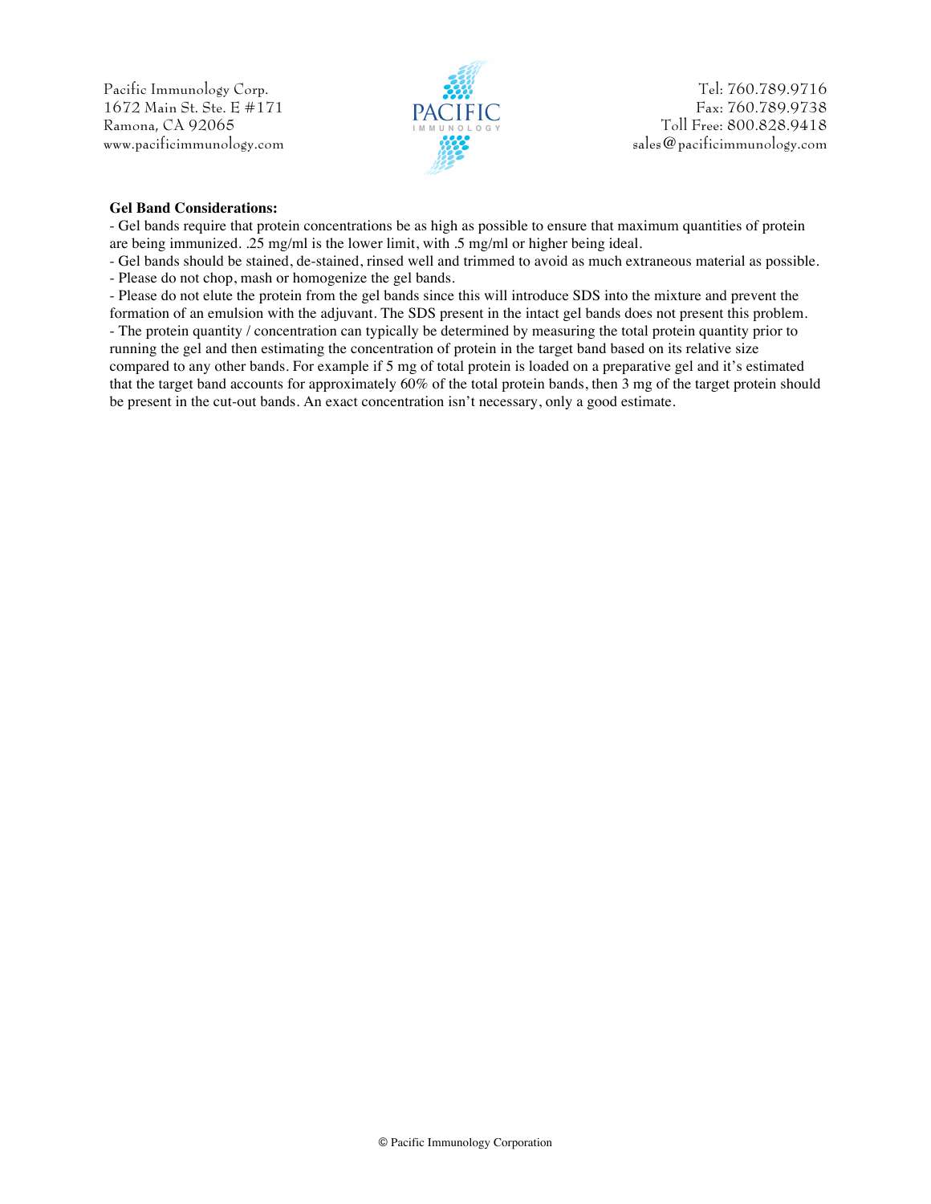**Gel Band Considerations:**

- Gel bands require that protein concentrations be as high as possible to ensure that maximum quantities of protein are being immunized. .25 mg/ml is the lower limit, with .5 mg/ml or higher being ideal.
- Gel bands should be stained, de-stained, rinsed well and trimmed to avoid as much extraneous material as possible.
- Please do not chop, mash or homogenize the gel bands.
- Please do not elute the protein from the gel bands since this will introduce SDS into the mixture and prevent the formation of an emulsion with the adjuvant. The SDS present in the intact gel bands does not present this problem.
- The protein quantity / concentration can typically be determined by measuring the total protein quantity prior to running the gel and then estimating the concentration of protein in the target band based on its relative size compared to any other bands. For example if 5 mg of total protein is loaded on a preparative gel and it's estimated that the target band accounts for approximately 60% of the total protein bands, then 3 mg of the target protein should be present in the cut-out bands. An exact concentration isn't necessary, only a good estimate.